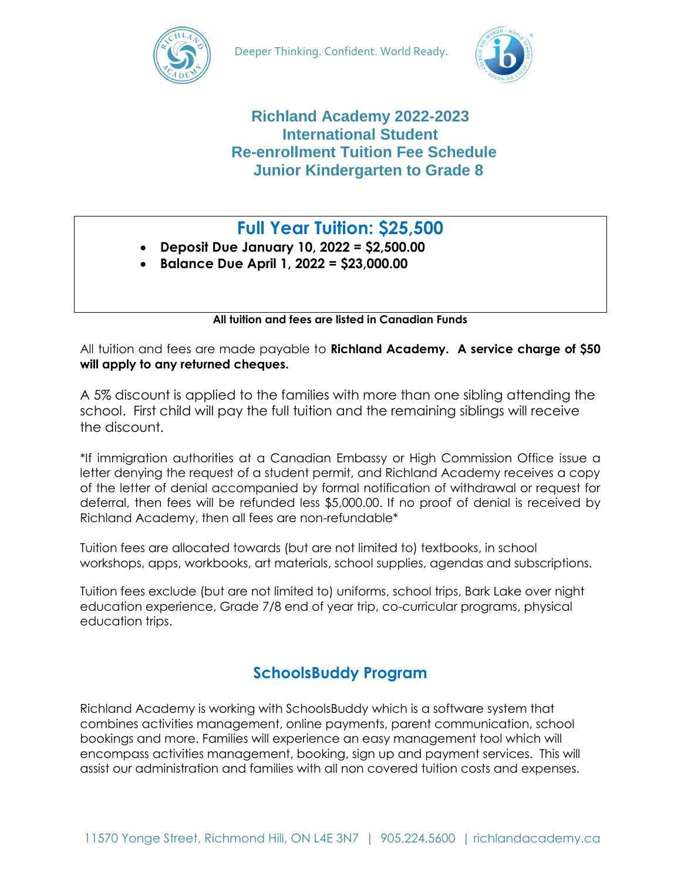Deeper Thinking. Confident. World Ready.

# Richland Academy 2022-2023 International Student Re-enrollment Tuition Fee Schedule Junior Kindergarten to Grade 8

## Full Year Tuition: $25,500

- **Deposit Due January 10, 2022 = $2,500.00**
- **Balance Due April 1, 2022 = $23,000.00**

**All tuition and fees are listed in Canadian Funds**

All tuition and fees are made payable to **Richland Academy. A service charge of $50 will apply to any returned cheques.**

A 5% discount is applied to the families with more than one sibling attending the school. First child will pay the full tuition and the remaining siblings will receive the discount.

*If immigration authorities at a Canadian Embassy or High Commission Office issue a letter denying the request of a student permit, and Richland Academy receives a copy of the letter of denial accompanied by formal notification of withdrawal or request for deferral, then fees will be refunded less $5,000.00. If no proof of denial is received by Richland Academy, then all fees are non-refundable*

Tuition fees are allocated towards (but are not limited to) textbooks, in school workshops, apps, workbooks, art materials, school supplies, agendas and subscriptions.

Tuition fees exclude (but are not limited to) uniforms, school trips, Bark Lake over night education experience, Grade 7/8 end of year trip, co-curricular programs, physical education trips.

## SchoolsBuddy Program

Richland Academy is working with SchoolsBuddy which is a software system that combines activities management, online payments, parent communication, school bookings and more. Families will experience an easy management tool which will encompass activities management, booking, sign up and payment services. This will assist our administration and families with all non covered tuition costs and expenses.

11570 Yonge Street, Richmond Hill, ON L4E 3N7 | 905.224.5600 | richlandacademy.ca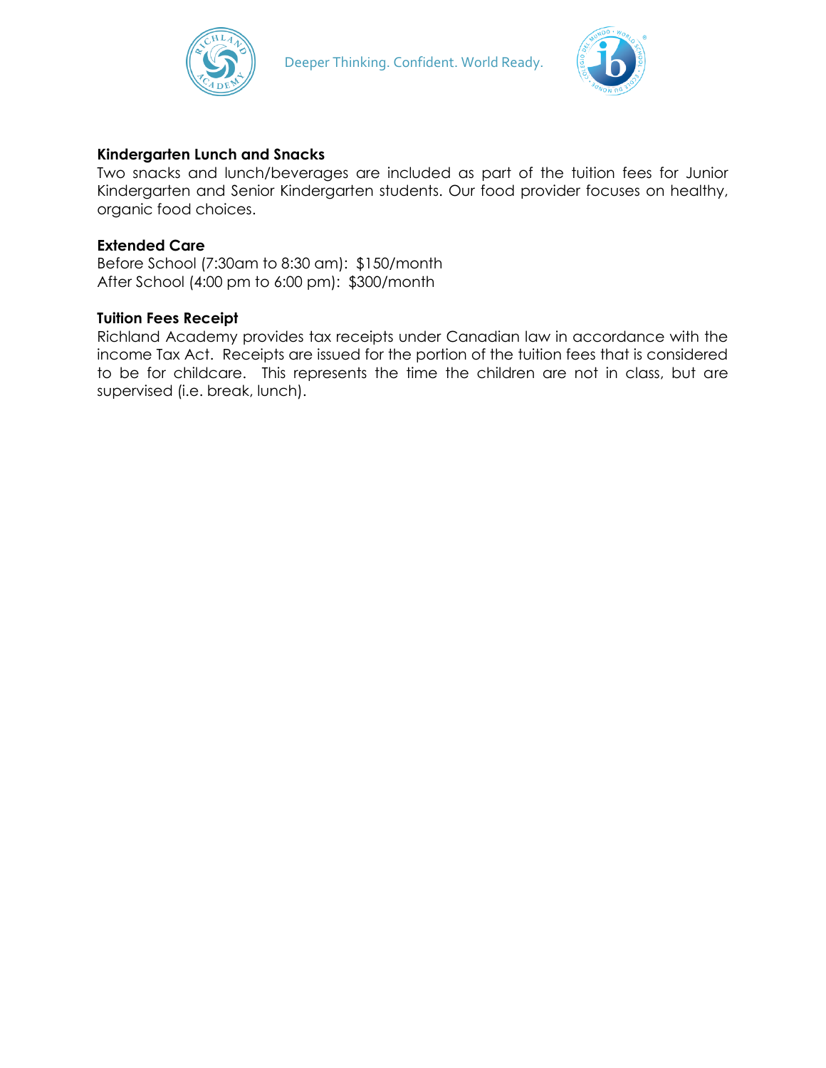**Kindergarten Lunch and Snacks**

Two snacks and lunch/beverages are included as part of the tuition fees for Junior Kindergarten and Senior Kindergarten students. Our food provider focuses on healthy, organic food choices.

**Extended Care**

Before School (7:30am to 8:30 am): $150/month
After School (4:00 pm to 6:00 pm): $300/month

**Tuition Fees Receipt**

Richland Academy provides tax receipts under Canadian law in accordance with the income Tax Act. Receipts are issued for the portion of the tuition fees that is considered to be for childcare. This represents the time the children are not in class, but are supervised (i.e. break, lunch).